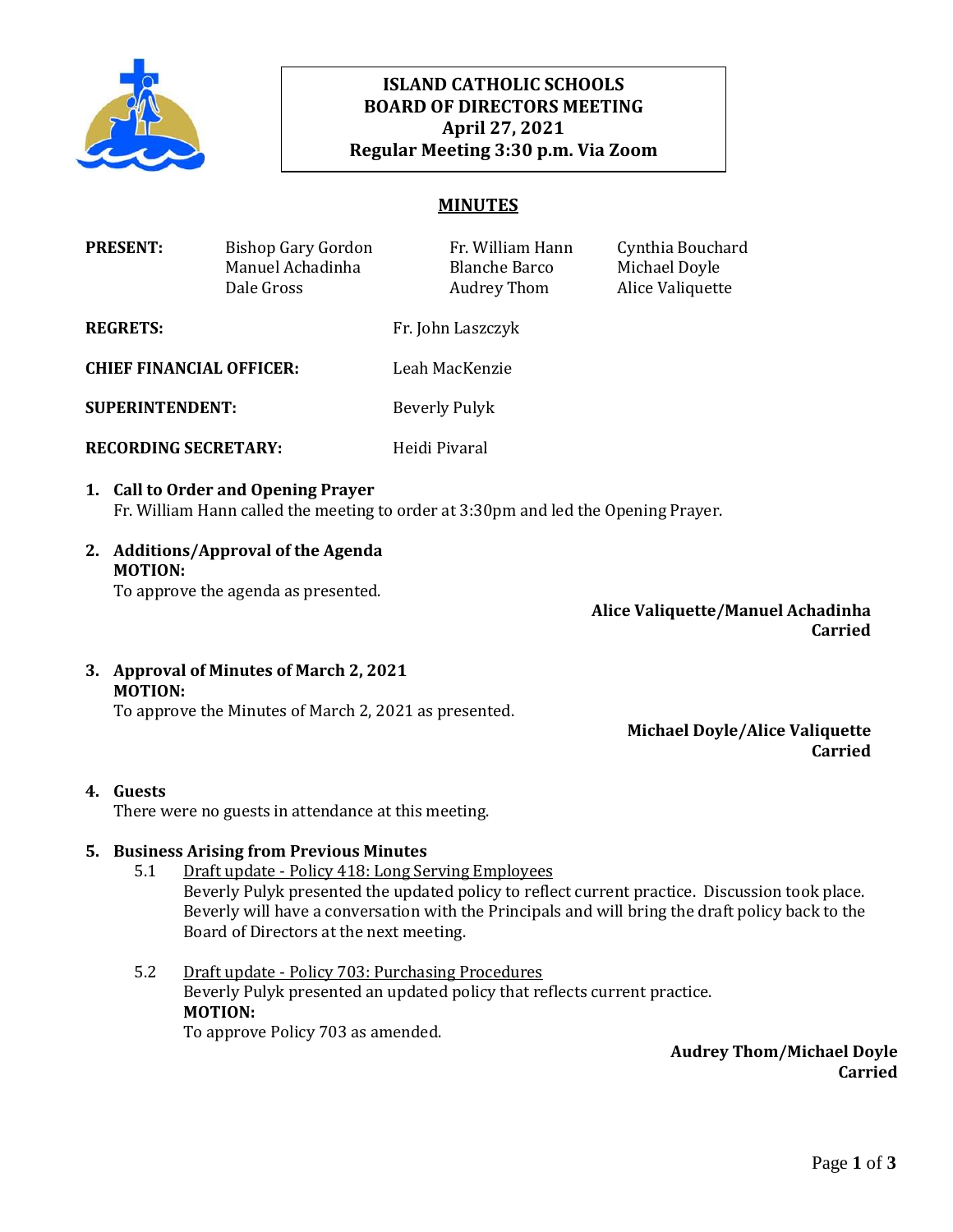# ISLAND CATHOLIC SCHOOLS
# BOARD OF DIRECTORS MEETING
## April 27, 2021
## Regular Meeting 3:30 p.m. Via Zoom

## MINUTES

**PRESENT:** Bishop Gary Gordon, Fr. William Hann, Cynthia Bouchard, Manuel Achadinha, Blanche Barco, Michael Doyle, Dale Gross, Audrey Thom, Alice Valiquette

**REGRETS:** Fr. John Laszczyk

**CHIEF FINANCIAL OFFICER:** Leah MacKenzie

**SUPERINTENDENT:** Beverly Pulyk

**RECORDING SECRETARY:** Heidi Pivaral

1. **Call to Order and Opening Prayer**
   Fr. William Hann called the meeting to order at 3:30pm and led the Opening Prayer.

2. **Additions/Approval of the Agenda**
   **MOTION:**
   To approve the agenda as presented.

   **Alice Valiquette/Manuel Achadinha**
   **Carried**

3. **Approval of Minutes of March 2, 2021**
   **MOTION:**
   To approve the Minutes of March 2, 2021 as presented.

   **Michael Doyle/Alice Valiquette**
   **Carried**

4. **Guests**
   There were no guests in attendance at this meeting.

5. **Business Arising from Previous Minutes**

   5.1 Draft update - Policy 418: Long Serving Employees
   Beverly Pulyk presented the updated policy to reflect current practice. Discussion took place. Beverly will have a conversation with the Principals and will bring the draft policy back to the Board of Directors at the next meeting.

   5.2 Draft update - Policy 703: Purchasing Procedures
   Beverly Pulyk presented an updated policy that reflects current practice.
   **MOTION:**
   To approve Policy 703 as amended.

   **Audrey Thom/Michael Doyle**
   **Carried**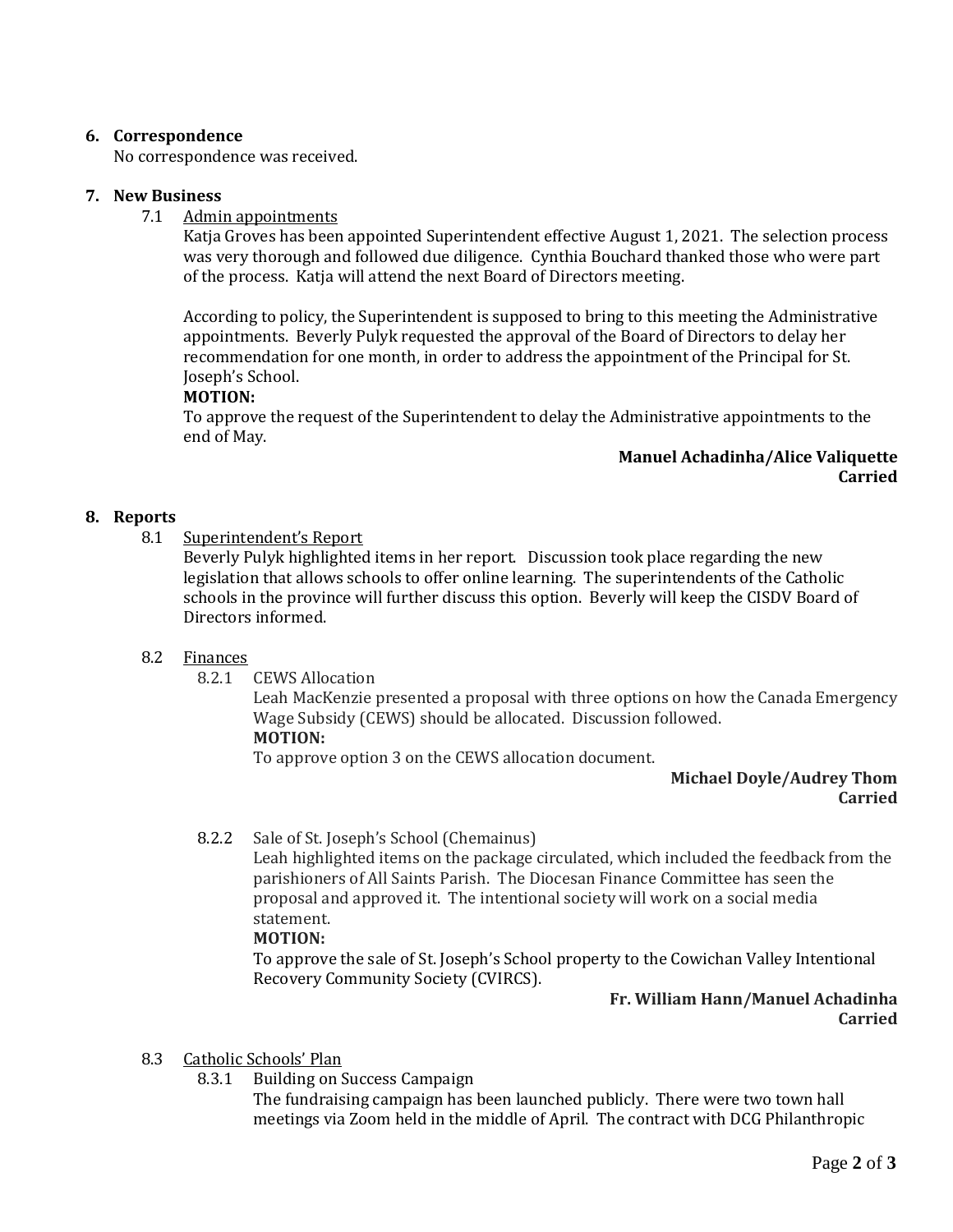**6. Correspondence**

No correspondence was received.

**7. New Business**

7.1 Admin appointments

Katja Groves has been appointed Superintendent effective August 1, 2021. The selection process was very thorough and followed due diligence. Cynthia Bouchard thanked those who were part of the process. Katja will attend the next Board of Directors meeting.

According to policy, the Superintendent is supposed to bring to this meeting the Administrative appointments. Beverly Pulyk requested the approval of the Board of Directors to delay her recommendation for one month, in order to address the appointment of the Principal for St. Joseph's School.

**MOTION:**

To approve the request of the Superintendent to delay the Administrative appointments to the end of May.

**Manuel Achadinha/Alice Valiquette**
**Carried**

**8. Reports**

8.1 Superintendent's Report

Beverly Pulyk highlighted items in her report. Discussion took place regarding the new legislation that allows schools to offer online learning. The superintendents of the Catholic schools in the province will further discuss this option. Beverly will keep the CISDV Board of Directors informed.

8.2 Finances

8.2.1 CEWS Allocation

Leah MacKenzie presented a proposal with three options on how the Canada Emergency Wage Subsidy (CEWS) should be allocated. Discussion followed.

**MOTION:**

To approve option 3 on the CEWS allocation document.

**Michael Doyle/Audrey Thom**
**Carried**

8.2.2 Sale of St. Joseph's School (Chemainus)

Leah highlighted items on the package circulated, which included the feedback from the parishioners of All Saints Parish. The Diocesan Finance Committee has seen the proposal and approved it. The intentional society will work on a social media statement.

**MOTION:**

To approve the sale of St. Joseph's School property to the Cowichan Valley Intentional Recovery Community Society (CVIRCS).

**Fr. William Hann/Manuel Achadinha**
**Carried**

8.3 Catholic Schools' Plan

8.3.1 Building on Success Campaign

The fundraising campaign has been launched publicly. There were two town hall meetings via Zoom held in the middle of April. The contract with DCG Philanthropic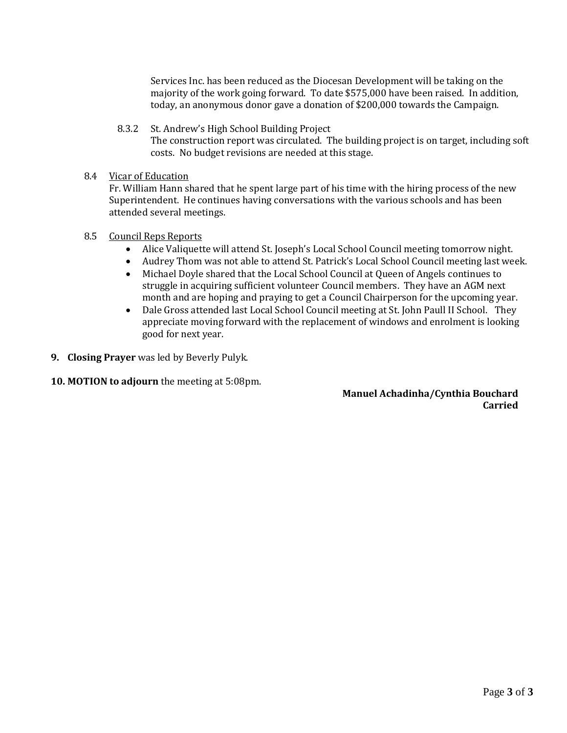Services Inc. has been reduced as the Diocesan Development will be taking on the majority of the work going forward. To date $575,000 have been raised. In addition, today, an anonymous donor gave a donation of $200,000 towards the Campaign.

8.3.2 St. Andrew's High School Building Project
The construction report was circulated. The building project is on target, including soft costs. No budget revisions are needed at this stage.

8.4 <u>Vicar of Education</u>
Fr. William Hann shared that he spent large part of his time with the hiring process of the new Superintendent. He continues having conversations with the various schools and has been attended several meetings.

8.5 <u>Council Reps Reports</u>

- Alice Valiquette will attend St. Joseph's Local School Council meeting tomorrow night.
- Audrey Thom was not able to attend St. Patrick's Local School Council meeting last week.
- Michael Doyle shared that the Local School Council at Queen of Angels continues to struggle in acquiring sufficient volunteer Council members. They have an AGM next month and are hoping and praying to get a Council Chairperson for the upcoming year.
- Dale Gross attended last Local School Council meeting at St. John Paull II School. They appreciate moving forward with the replacement of windows and enrolment is looking good for next year.

**9. Closing Prayer** was led by Beverly Pulyk.

**10. MOTION to adjourn** the meeting at 5:08pm.

**Manuel Achadinha/Cynthia Bouchard**
**Carried**